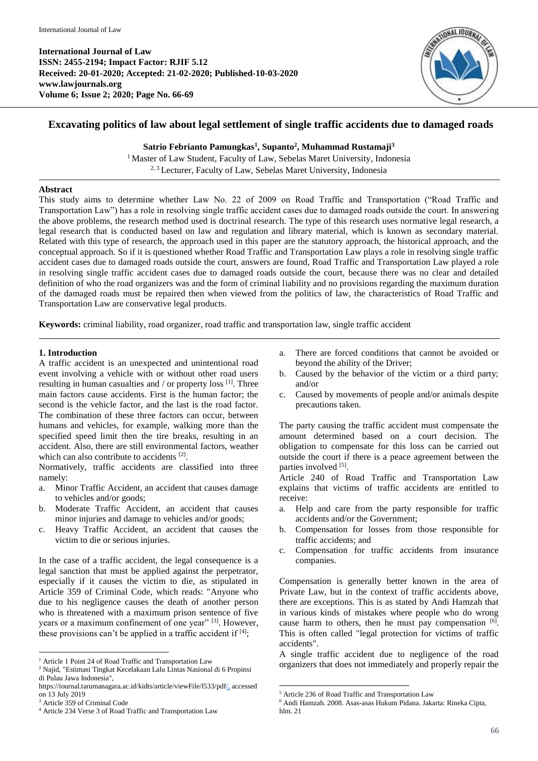**International Journal of Law**
**ISSN: 2455-2194; Impact Factor: RJIF 5.12**
**Received: 20-01-2020; Accepted: 21-02-2020; Published-10-03-2020**
**www.lawjournals.org**
**Volume 6; Issue 2; 2020; Page No. 66-69**

# Excavating politics of law about legal settlement of single traffic accidents due to damaged roads

**Satrio Febrianto Pamungkas[1], Supanto[2], Muhammad Rustamaji[3]**

[1] Master of Law Student, Faculty of Law, Sebelas Maret University, Indonesia
[2, 3] Lecturer, Faculty of Law, Sebelas Maret University, Indonesia

## Abstract

This study aims to determine whether Law No. 22 of 2009 on Road Traffic and Transportation ("Road Traffic and Transportation Law") has a role in resolving single traffic accident cases due to damaged roads outside the court. In answering the above problems, the research method used is doctrinal research. The type of this research uses normative legal research, a legal research that is conducted based on law and regulation and library material, which is known as secondary material. Related with this type of research, the approach used in this paper are the statutory approach, the historical approach, and the conceptual approach. So if it is questioned whether Road Traffic and Transportation Law plays a role in resolving single traffic accident cases due to damaged roads outside the court, answers are found, Road Traffic and Transportation Law played a role in resolving single traffic accident cases due to damaged roads outside the court, because there was no clear and detailed definition of who the road organizers was and the form of criminal liability and no provisions regarding the maximum duration of the damaged roads must be repaired then when viewed from the politics of law, the characteristics of Road Traffic and Transportation Law are conservative legal products.

**Keywords:** criminal liability, road organizer, road traffic and transportation law, single traffic accident

## 1. Introduction

A traffic accident is an unexpected and unintentional road event involving a vehicle with or without other road users resulting in human casualties and / or property loss [1]. Three main factors cause accidents. First is the human factor; the second is the vehicle factor, and the last is the road factor. The combination of these three factors can occur, between humans and vehicles, for example, walking more than the specified speed limit then the tire breaks, resulting in an accident. Also, there are still environmental factors, weather which can also contribute to accidents [2].

Normatively, traffic accidents are classified into three namely:

a. Minor Traffic Accident, an accident that causes damage to vehicles and/or goods;
b. Moderate Traffic Accident, an accident that causes minor injuries and damage to vehicles and/or goods;
c. Heavy Traffic Accident, an accident that causes the victim to die or serious injuries.

In the case of a traffic accident, the legal consequence is a legal sanction that must be applied against the perpetrator, especially if it causes the victim to die, as stipulated in Article 359 of Criminal Code, which reads: "Anyone who due to his negligence causes the death of another person who is threatened with a maximum prison sentence of five years or a maximum confinement of one year" [3]. However, these provisions can't be applied in a traffic accident if [4];

a. There are forced conditions that cannot be avoided or beyond the ability of the Driver;
b. Caused by the behavior of the victim or a third party; and/or
c. Caused by movements of people and/or animals despite precautions taken.

The party causing the traffic accident must compensate the amount determined based on a court decision. The obligation to compensate for this loss can be carried out outside the court if there is a peace agreement between the parties involved [5].

Article 240 of Road Traffic and Transportation Law explains that victims of traffic accidents are entitled to receive:

a. Help and care from the party responsible for traffic accidents and/or the Government;
b. Compensation for losses from those responsible for traffic accidents; and
c. Compensation for traffic accidents from insurance companies.

Compensation is generally better known in the area of Private Law, but in the context of traffic accidents above, there are exceptions. This is as stated by Andi Hamzah that in various kinds of mistakes where people who do wrong cause harm to others, then he must pay compensation [6]. This is often called "legal protection for victims of traffic accidents".

A single traffic accident due to negligence of the road organizers that does not immediately and properly repair the

---

[1] Article 1 Point 24 of Road Traffic and Transportation Law
[2] Najid, "Estimasi Tingkat Kecelakaan Lalu Lintas Nasional di 6 Propinsi di Pulau Jawa Indonesia", https://journal.tarumanagara.ac.id/kidts/article/viewFile/l533/pdf/, accessed on 13 July 2019
[3] Article 359 of Criminal Code
[4] Article 234 Verse 3 of Road Traffic and Transportation Law
[5] Article 236 of Road Traffic and Transportation Law
[6] Andi Hamzah. 2008. Asas-asas Hukum Pidana. Jakarta: Rineka Cipta, hlm. 21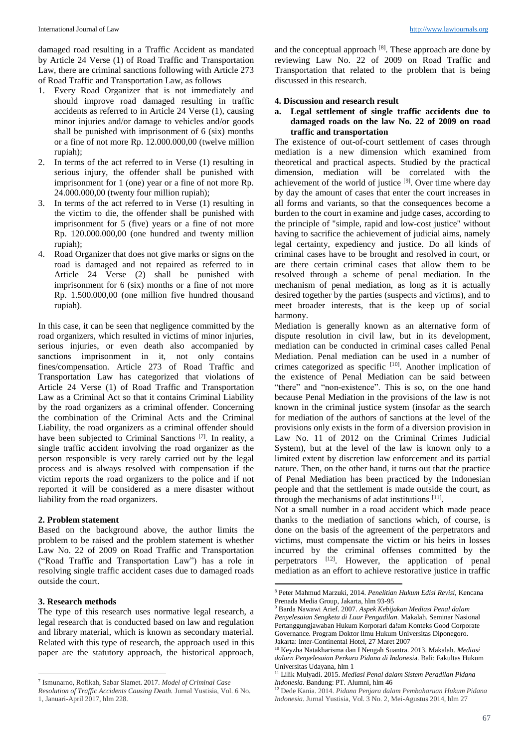damaged road resulting in a Traffic Accident as mandated by Article 24 Verse (1) of Road Traffic and Transportation Law, there are criminal sanctions following with Article 273 of Road Traffic and Transportation Law, as follows

1. Every Road Organizer that is not immediately and should improve road damaged resulting in traffic accidents as referred to in Article 24 Verse (1), causing minor injuries and/or damage to vehicles and/or goods shall be punished with imprisonment of 6 (six) months or a fine of not more Rp. 12.000.000,00 (twelve million rupiah);
2. In terms of the act referred to in Verse (1) resulting in serious injury, the offender shall be punished with imprisonment for 1 (one) year or a fine of not more Rp. 24.000.000,00 (twenty four million rupiah);
3. In terms of the act referred to in Verse (1) resulting in the victim to die, the offender shall be punished with imprisonment for 5 (five) years or a fine of not more Rp. 120.000.000,00 (one hundred and twenty million rupiah);
4. Road Organizer that does not give marks or signs on the road is damaged and not repaired as referred to in Article 24 Verse (2) shall be punished with imprisonment for 6 (six) months or a fine of not more Rp. 1.500.000,00 (one million five hundred thousand rupiah).

In this case, it can be seen that negligence committed by the road organizers, which resulted in victims of minor injuries, serious injuries, or even death also accompanied by sanctions imprisonment in it, not only contains fines/compensation. Article 273 of Road Traffic and Transportation Law has categorized that violations of Article 24 Verse (1) of Road Traffic and Transportation Law as a Criminal Act so that it contains Criminal Liability by the road organizers as a criminal offender. Concerning the combination of the Criminal Acts and the Criminal Liability, the road organizers as a criminal offender should have been subjected to Criminal Sanctions [7]. In reality, a single traffic accident involving the road organizer as the person responsible is very rarely carried out by the legal process and is always resolved with compensation if the victim reports the road organizers to the police and if not reported it will be considered as a mere disaster without liability from the road organizers.

## 2. Problem statement

Based on the background above, the author limits the problem to be raised and the problem statement is whether Law No. 22 of 2009 on Road Traffic and Transportation ("Road Traffic and Transportation Law") has a role in resolving single traffic accident cases due to damaged roads outside the court.

## 3. Research methods

The type of this research uses normative legal research, a legal research that is conducted based on law and regulation and library material, which is known as secondary material. Related with this type of research, the approach used in this paper are the statutory approach, the historical approach, and the conceptual approach [8]. These approach are done by reviewing Law No. 22 of 2009 on Road Traffic and Transportation that related to the problem that is being discussed in this research.

## 4. Discussion and research result

### a. Legal settlement of single traffic accidents due to damaged roads on the law No. 22 of 2009 on road traffic and transportation

The existence of out-of-court settlement of cases through mediation is a new dimension which examined from theoretical and practical aspects. Studied by the practical dimension, mediation will be correlated with the achievement of the world of justice [9]. Over time where day by day the amount of cases that enter the court increases in all forms and variants, so that the consequences become a burden to the court in examine and judge cases, according to the principle of "simple, rapid and low-cost justice" without having to sacrifice the achievement of judicial aims, namely legal certainty, expediency and justice. Do all kinds of criminal cases have to be brought and resolved in court, or are there certain criminal cases that allow them to be resolved through a scheme of penal mediation. In the mechanism of penal mediation, as long as it is actually desired together by the parties (suspects and victims), and to meet broader interests, that is the keep up of social harmony.

Mediation is generally known as an alternative form of dispute resolution in civil law, but in its development, mediation can be conducted in criminal cases called Penal Mediation. Penal mediation can be used in a number of crimes categorized as specific [10]. Another implication of the existence of Penal Mediation can be said between "there" and "non-existence". This is so, on the one hand because Penal Mediation in the provisions of the law is not known in the criminal justice system (insofar as the search for mediation of the authors of sanctions at the level of the provisions only exists in the form of a diversion provision in Law No. 11 of 2012 on the Criminal Crimes Judicial System), but at the level of the law is known only to a limited extent by discretion law enforcement and its partial nature. Then, on the other hand, it turns out that the practice of Penal Mediation has been practiced by the Indonesian people and that the settlement is made outside the court, as through the mechanisms of adat institutions [11].

Not a small number in a road accident which made peace thanks to the mediation of sanctions which, of course, is done on the basis of the agreement of the perpetrators and victims, must compensate the victim or his heirs in losses incurred by the criminal offenses committed by the perpetrators [12]. However, the application of penal mediation as an effort to achieve restorative justice in traffic

---

[7] Ismunarno, Rofikah, Sabar Slamet. 2017. *Model of Criminal Case Resolution of Traffic Accidents Causing Death.* Jurnal Yustisia, Vol. 6 No. 1, Januari-April 2017, hlm 228.

[8] Peter Mahmud Marzuki, 2014. *Penelitian Hukum Edisi Revisi*, Kencana Prenada Media Group, Jakarta, hlm 93-95

[9] Barda Nawawi Arief. 2007. *Aspek Kebijakan Mediasi Penal dalam Penyelesaian Sengketa di Luar Pengadilan.* Makalah. Seminar Nasional Pertanggungjawaban Hukum Korporari da!am Konteks Good Corporate Governance. Program Doktor llmu Hukum Universitas Diponegoro. Jakarta: Inter-Continental Hotel, 27 Maret 2007

[10] Keyzha Natakharisma dan I Nengah Suantra. 2013. Makalah. *Mediasi dalarn Penyelesaian Perkara Pidana di Indonesi*a. Bali: Fakultas Hukum Universitas Udayana, hlm 1

[11] Lilik Mulyadi. 2015. *Mediasi Penal dalam Sistem Peradilan Pidana Indonesia*. Bandung: PT. Alumni, hlm 46

[12] Dede Kania. 2014. *Pidana Penjara dalam Pembaharuan Hukum Pidana Indonesia.* Jurnal Yustisia, Vol. 3 No. 2, Mei-Agustus 2014, hlm 27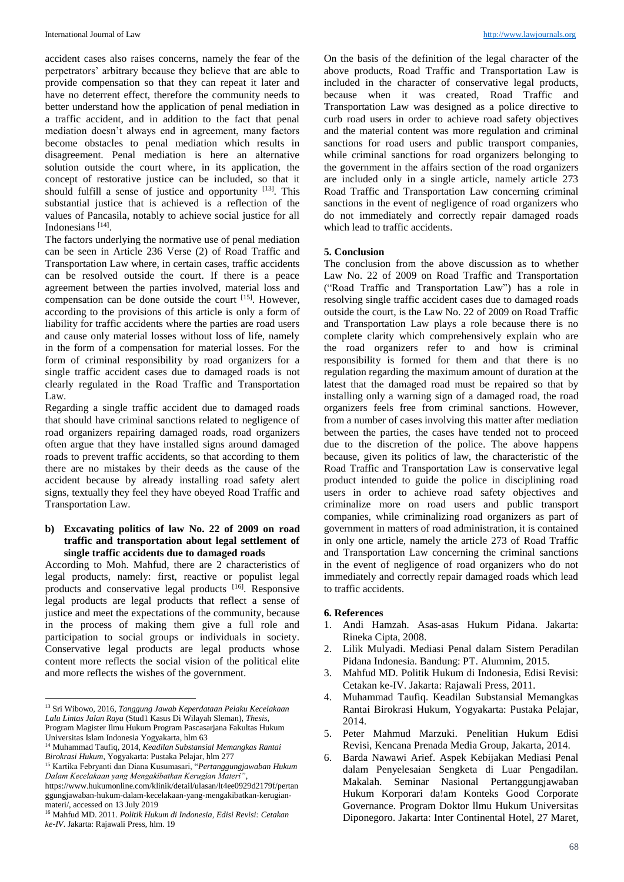accident cases also raises concerns, namely the fear of the perpetrators' arbitrary because they believe that are able to provide compensation so that they can repeat it later and have no deterrent effect, therefore the community needs to better understand how the application of penal mediation in a traffic accident, and in addition to the fact that penal mediation doesn't always end in agreement, many factors become obstacles to penal mediation which results in disagreement. Penal mediation is here an alternative solution outside the court where, in its application, the concept of restorative justice can be included, so that it should fulfill a sense of justice and opportunity [13]. This substantial justice that is achieved is a reflection of the values of Pancasila, notably to achieve social justice for all Indonesians [14].

The factors underlying the normative use of penal mediation can be seen in Article 236 Verse (2) of Road Traffic and Transportation Law where, in certain cases, traffic accidents can be resolved outside the court. If there is a peace agreement between the parties involved, material loss and compensation can be done outside the court [15]. However, according to the provisions of this article is only a form of liability for traffic accidents where the parties are road users and cause only material losses without loss of life, namely in the form of a compensation for material losses. For the form of criminal responsibility by road organizers for a single traffic accident cases due to damaged roads is not clearly regulated in the Road Traffic and Transportation Law.

Regarding a single traffic accident due to damaged roads that should have criminal sanctions related to negligence of road organizers repairing damaged roads, road organizers often argue that they have installed signs around damaged roads to prevent traffic accidents, so that according to them there are no mistakes by their deeds as the cause of the accident because by already installing road safety alert signs, textually they feel they have obeyed Road Traffic and Transportation Law.

**b) Excavating politics of law No. 22 of 2009 on road traffic and transportation about legal settlement of single traffic accidents due to damaged roads**

According to Moh. Mahfud, there are 2 characteristics of legal products, namely: first, reactive or populist legal products and conservative legal products [16]. Responsive legal products are legal products that reflect a sense of justice and meet the expectations of the community, because in the process of making them give a full role and participation to social groups or individuals in society. Conservative legal products are legal products whose content more reflects the social vision of the political elite and more reflects the wishes of the government.

On the basis of the definition of the legal character of the above products, Road Traffic and Transportation Law is included in the character of conservative legal products, because when it was created, Road Traffic and Transportation Law was designed as a police directive to curb road users in order to achieve road safety objectives and the material content was more regulation and criminal sanctions for road users and public transport companies, while criminal sanctions for road organizers belonging to the government in the affairs section of the road organizers are included only in a single article, namely article 273 Road Traffic and Transportation Law concerning criminal sanctions in the event of negligence of road organizers who do not immediately and correctly repair damaged roads which lead to traffic accidents.

## 5. Conclusion

The conclusion from the above discussion as to whether Law No. 22 of 2009 on Road Traffic and Transportation ("Road Traffic and Transportation Law") has a role in resolving single traffic accident cases due to damaged roads outside the court, is the Law No. 22 of 2009 on Road Traffic and Transportation Law plays a role because there is no complete clarity which comprehensively explain who are the road organizers refer to and how is criminal responsibility is formed for them and that there is no regulation regarding the maximum amount of duration at the latest that the damaged road must be repaired so that by installing only a warning sign of a damaged road, the road organizers feels free from criminal sanctions. However, from a number of cases involving this matter after mediation between the parties, the cases have tended not to proceed due to the discretion of the police. The above happens because, given its politics of law, the characteristic of the Road Traffic and Transportation Law is conservative legal product intended to guide the police in disciplining road users in order to achieve road safety objectives and criminalize more on road users and public transport companies, while criminalizing road organizers as part of government in matters of road administration, it is contained in only one article, namely the article 273 of Road Traffic and Transportation Law concerning the criminal sanctions in the event of negligence of road organizers who do not immediately and correctly repair damaged roads which lead to traffic accidents.

## 6. References

1. Andi Hamzah. Asas-asas Hukum Pidana. Jakarta: Rineka Cipta, 2008.
2. Lilik Mulyadi. Mediasi Penal dalam Sistem Peradilan Pidana Indonesia. Bandung: PT. Alumnim, 2015.
3. Mahfud MD. Politik Hukum di Indonesia, Edisi Revisi: Cetakan ke-IV. Jakarta: Rajawali Press, 2011.
4. Muhammad Taufiq. Keadilan Substansial Memangkas Rantai Birokrasi Hukum, Yogyakarta: Pustaka Pelajar, 2014.
5. Peter Mahmud Marzuki. Penelitian Hukum Edisi Revisi, Kencana Prenada Media Group, Jakarta, 2014.
6. Barda Nawawi Arief. Aspek Kebijakan Mediasi Penal dalam Penyelesaian Sengketa di Luar Pengadilan. Makalah. Seminar Nasional Pertanggungjawaban Hukum Korporari da!am Konteks Good Corporate Governance. Program Doktor llmu Hukum Universitas Diponegoro. Jakarta: Inter Continental Hotel, 27 Maret,

---

[13] Sri Wibowo, 2016, *Tanggung Jawab Keperdataan Pelaku Kecelakaan Lalu Lintas Jalan Raya* (Stud1 Kasus Di Wilayah Sleman), *Thesis*, Program Magister Ilmu Hukum Program Pascasarjana Fakultas Hukum Universitas Islam Indonesia Yogyakarta, hlm 63

[14] Muhammad Taufiq, 2014, *Keadilan Substansial Memangkas Rantai Birokrasi Hukum*, Yogyakarta: Pustaka Pelajar, hlm 277

[15] Kartika Febryanti dan Diana Kusumasari, "*Pertanggungjawaban Hukum Dalam Kecelakaan yang Mengakibatkan Kerugian Materi"*, https://www.hukumonline.com/klinik/detail/ulasan/lt4ee0929d2179f/pertanggungjawaban-hukum-dalam-kecelakaan-yang-mengakibatkan-kerugian-materi/, accessed on 13 July 2019

[16] Mahfud MD. 2011. *Politik Hukum di Indonesia, Edisi Revisi: Cetakan ke-IV*. Jakarta: Rajawali Press, hlm. 19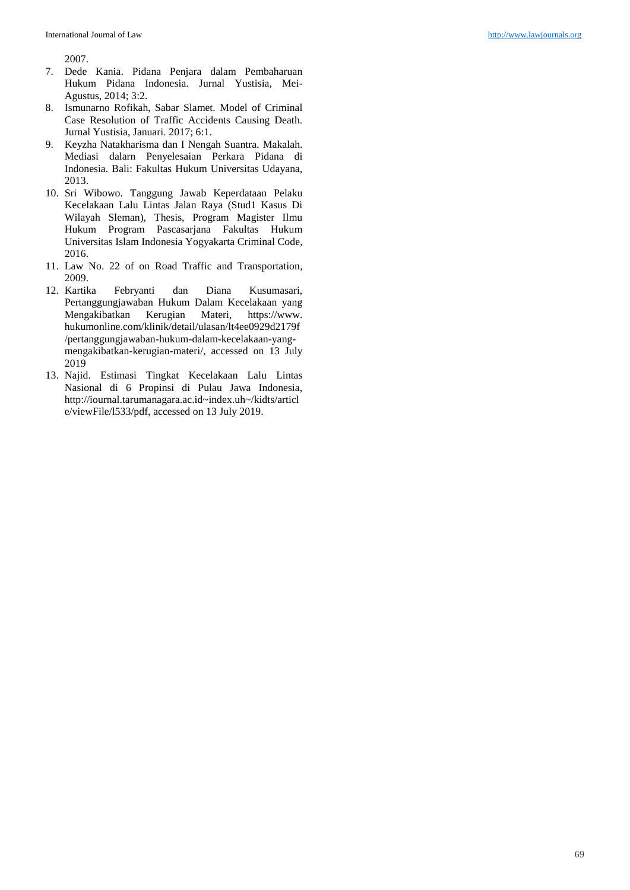2007.

7. Dede Kania. Pidana Penjara dalam Pembaharuan Hukum Pidana Indonesia. Jurnal Yustisia, Mei-Agustus, 2014; 3:2.
8. Ismunarno Rofikah, Sabar Slamet. Model of Criminal Case Resolution of Traffic Accidents Causing Death. Jurnal Yustisia, Januari. 2017; 6:1.
9. Keyzha Natakharisma dan I Nengah Suantra. Makalah. Mediasi dalarn Penyelesaian Perkara Pidana di Indonesia. Bali: Fakultas Hukum Universitas Udayana, 2013.
10. Sri Wibowo. Tanggung Jawab Keperdataan Pelaku Kecelakaan Lalu Lintas Jalan Raya (Stud1 Kasus Di Wilayah Sleman), Thesis, Program Magister Ilmu Hukum Program Pascasarjana Fakultas Hukum Universitas Islam Indonesia Yogyakarta Criminal Code, 2016.
11. Law No. 22 of on Road Traffic and Transportation, 2009.
12. Kartika Febryanti dan Diana Kusumasari, Pertanggungjawaban Hukum Dalam Kecelakaan yang Mengakibatkan Kerugian Materi, https://www.hukumonline.com/klinik/detail/ulasan/lt4ee0929d2179f/pertanggungjawaban-hukum-dalam-kecelakaan-yang-mengakibatkan-kerugian-materi/, accessed on 13 July 2019
13. Najid. Estimasi Tingkat Kecelakaan Lalu Lintas Nasional di 6 Propinsi di Pulau Jawa Indonesia, http://iournal.tarumanagara.ac.id~index.uh~/kidts/article/viewFile/l533/pdf, accessed on 13 July 2019.